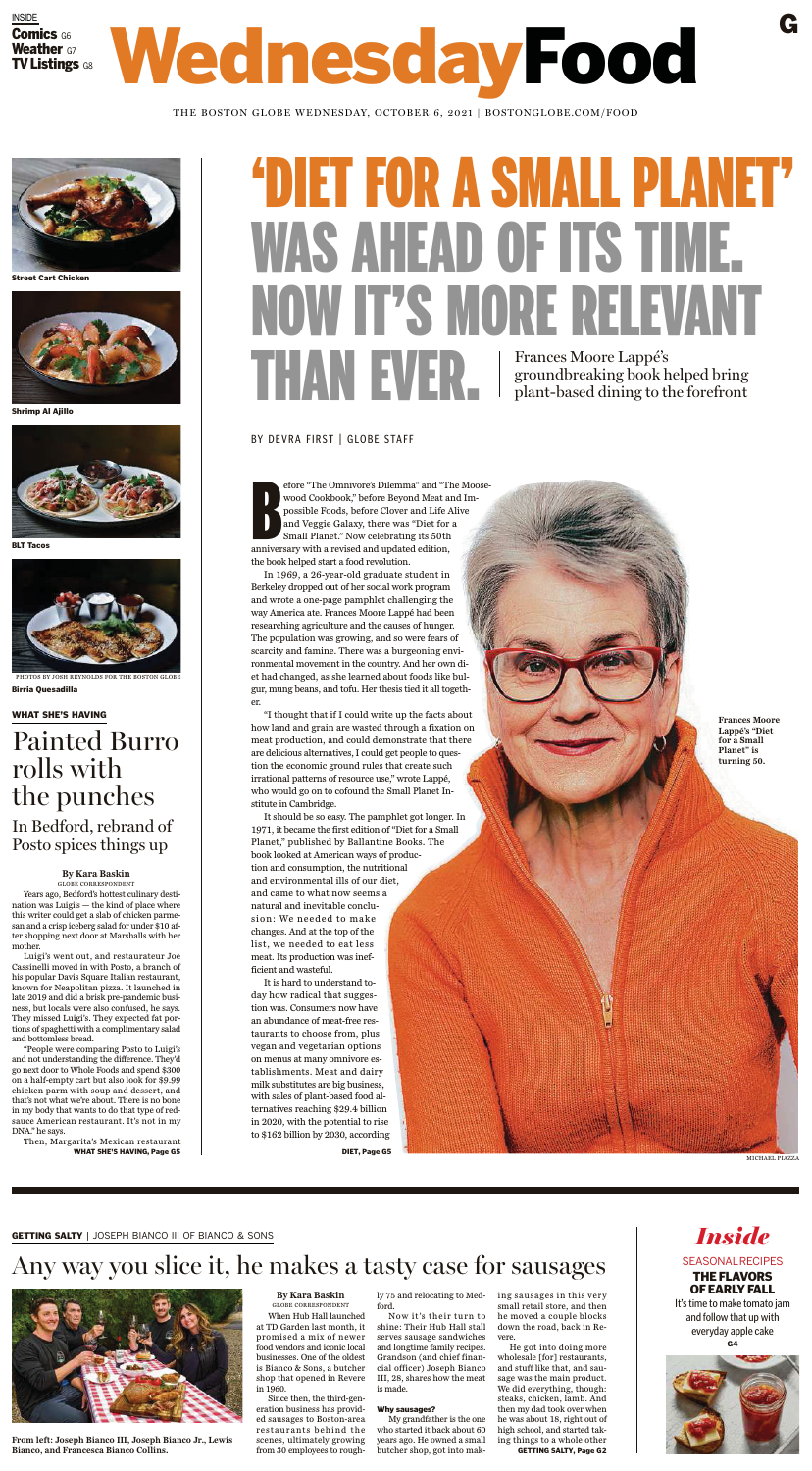INSIDE
**Comics** G6
**Weather** G7
**TV Listings** G8

# Wednesday Food

G

THE BOSTON GLOBE WEDNESDAY, OCTOBER 6, 2021 | BOSTONGLOBE.COM/FOOD

Street Cart Chicken

Shrimp Al Ajillo

BLT Tacos

PHOTOS BY JOSH REYNOLDS FOR THE BOSTON GLOBE

Birria Quesadilla

**WHAT SHE'S HAVING**

## Painted Burro rolls with the punches

### In Bedford, rebrand of Posto spices things up

**By Kara Baskin**
GLOBE CORRESPONDENT

Years ago, Bedford's hottest culinary destination was Luigi's — the kind of place where this writer could get a slab of chicken parmesan and a crisp iceberg salad for under $10 after shopping next door at Marshalls with her mother.

Luigi's went out, and restaurateur Joe Cassinelli moved in with Posto, a branch of his popular Davis Square Italian restaurant, known for Neapolitan pizza. It launched in late 2019 and did a brisk pre-pandemic business, but locals were also confused, he says. They missed Luigi's. They expected fat portions of spaghetti with a complimentary salad and bottomless bread.

"People were comparing Posto to Luigi's and not understanding the difference. They'd go next door to Whole Foods and spend $300 on a half-empty cart but also look for $9.99 chicken parm with soup and dessert, and that's not what we're about. There is no bone in my body that wants to do that type of red-sauce American restaurant. It's not in my DNA," he says.

Then, Margarita's Mexican restaurant

**WHAT SHE'S HAVING, Page G5**

# 'DIET FOR A SMALL PLANET' WAS AHEAD OF ITS TIME. NOW IT'S MORE RELEVANT THAN EVER.

Frances Moore Lappé's groundbreaking book helped bring plant-based dining to the forefront

BY DEVRA FIRST | GLOBE STAFF

Before "The Omnivore's Dilemma" and "The Moosewood Cookbook," before Beyond Meat and Impossible Foods, before Clover and Life Alive and Veggie Galaxy, there was "Diet for a Small Planet." Now celebrating its 50th anniversary with a revised and updated edition, the book helped start a food revolution.

In 1969, a 26-year-old graduate student in Berkeley dropped out of her social work program and wrote a one-page pamphlet challenging the way America ate. Frances Moore Lappé had been researching agriculture and the causes of hunger. The population was growing, and so were fears of scarcity and famine. There was a burgeoning environmental movement in the country. And her own diet had changed, as she learned about foods like bulgur, mung beans, and tofu. Her thesis tied it all together.

"I thought that if I could write up the facts about how land and grain are wasted through a fixation on meat production, and could demonstrate that there are delicious alternatives, I could get people to question the economic ground rules that create such irrational patterns of resource use," wrote Lappé, who would go on to cofound the Small Planet Institute in Cambridge.

It should be so easy. The pamphlet got longer. In 1971, it became the first edition of "Diet for a Small Planet," published by Ballantine Books. The book looked at American ways of production and consumption, the nutritional and environmental ills of our diet, and came to what now seems a natural and inevitable conclusion: We needed to make changes. And at the top of the list, we needed to eat less meat. Its production was inefficient and wasteful.

It is hard to understand today how radical that suggestion was. Consumers now have an abundance of meat-free restaurants to choose from, plus vegan and vegetarian options on menus at many omnivore establishments. Meat and dairy milk substitutes are big business, with sales of plant-based food alternatives reaching $29.4 billion in 2020, with the potential to rise to $162 billion by 2030, according

**DIET, Page G5**

Frances Moore Lappé's "Diet for a Small Planet" is turning 50.

MICHAEL PIAZZA

**GETTING SALTY** | JOSEPH BIANCO III OF BIANCO & SONS

## Any way you slice it, he makes a tasty case for sausages

From left: Joseph Bianco III, Joseph Bianco Jr., Lewis Bianco, and Francesca Bianco Collins.

**By Kara Baskin**
GLOBE CORRESPONDENT

When Hub Hall launched at TD Garden last month, it promised a mix of newer food vendors and iconic local businesses. One of the oldest is Bianco & Sons, a butcher shop that opened in Revere in 1960.

Since then, the third-generation business has provided sausages to Boston-area restaurants behind the scenes, ultimately growing from 30 employees to roughly 75 and relocating to Medford.

Now it's their turn to shine: Their Hub Hall stall serves sausage sandwiches and longtime family recipes. Grandson (and chief financial officer) Joseph Bianco III, 28, shares how the meat is made.

**Why sausages?**

My grandfather is the one who started it back about 60 years ago. He owned a small butcher shop, got into making sausages in this very small retail store, and then he moved a couple blocks down the road, back in Revere.

He got into doing more wholesale [for] restaurants, and stuff like that, and sausage was the main product. We did everything, though: steaks, chicken, lamb. And then my dad took over when he was about 18, right out of high school, and started taking things to a whole other

**GETTING SALTY, Page G2**

## *Inside*

SEASONAL RECIPES

**THE FLAVORS OF EARLY FALL**

It's time to make tomato jam and follow that up with everyday apple cake

**G4**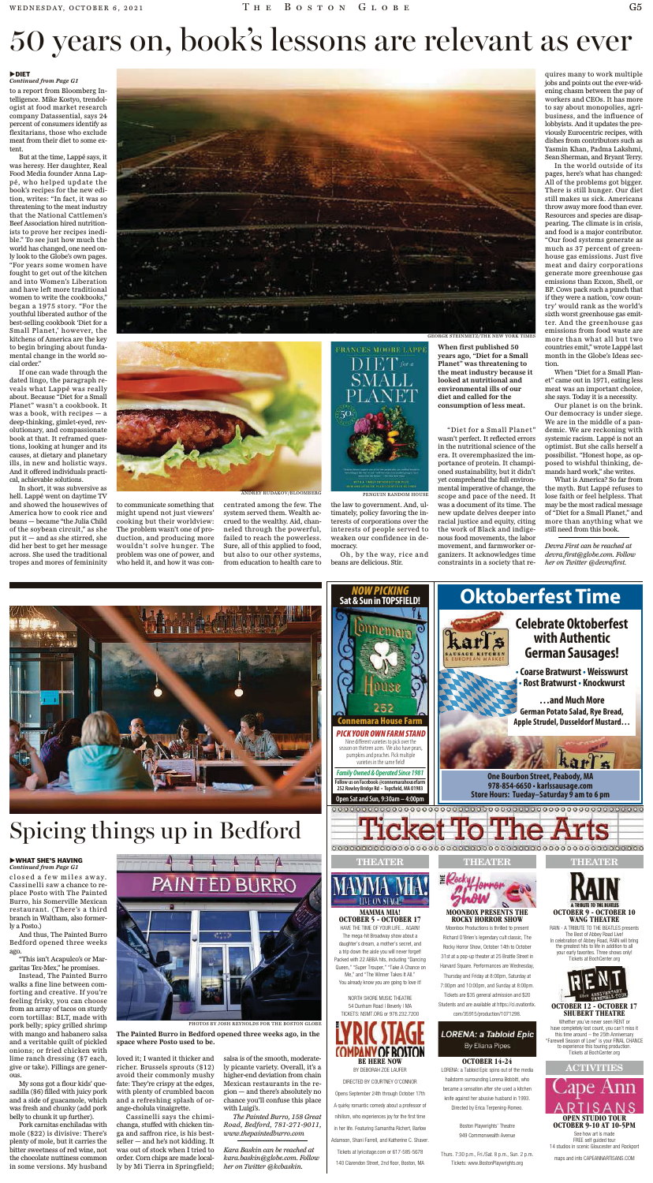# 50 years on, book's lessons are relevant as ever

▶**DIET**
*Continued from Page G1*

to a report from Bloomberg Intelligence. Mike Kostyo, trendologist at food market research company Datassential, says 24 percent of consumers identify as flexitarians, those who exclude meat from their diet to some extent.

But at the time, Lappé says, it was heresy. Her daughter, Real Food Media founder Anna Lappé, who helped update the book's recipes for the new edition, writes: "In fact, it was so threatening to the meat industry that the National Cattlemen's Beef Association hired nutritionists to prove her recipes inedible." To see just how much the world has changed, one need only look to the Globe's own pages. "For years some women have fought to get out of the kitchen and into Women's Liberation and have left more traditional women to write the cookbooks," began a 1975 story. "For the youthful liberated author of the best-selling cookbook 'Diet for a Small Planet,' however, the kitchens of America are the key to begin bringing about fundamental change in the world social order."

If one can wade through the dated lingo, the paragraph reveals what Lappé was really about. Because "Diet for a Small Planet" wasn't a cookbook. It was a book, with recipes — a deep-thinking, gimlet-eyed, revolutionary, and compassionate book at that. It reframed questions, looking at hunger and its causes, at dietary and planetary ills, in new and holistic ways. And it offered individuals practical, achievable solutions.

In short, it was subversive as hell. Lappé went on daytime TV and showed the housewives of America how to cook rice and beans — became "the Julia Child of the soybean circuit," as she put it — and as she stirred, she did her best to get her message across. She used the traditional tropes and mores of femininity to communicate something that might upend not just viewers' cooking but their worldview: The problem wasn't one of production, and producing more wouldn't solve hunger. The problem was one of power, and who held it, and how it was concentrated among the few. The system served them. Wealth accrued to the wealthy. Aid, channeled through the powerful, failed to reach the powerless. Sure, all of this applied to food, but also to our other systems, from education to health care to the law to government. And, ultimately, policy favoring the interests of corporations over the interests of people served to weaken our confidence in democracy.

Oh, by the way, rice and beans are delicious. Stir.

GEORGE STEINMETZ/THE NEW YORK TIMES

ANDREY RUDAKOV/BLOOMBERG

PENGUIN RANDOM HOUSE

**When first published 50 years ago, "Diet for a Small Planet" was threatening to the meat industry because it looked at nutritional and environmental ills of our diet and called for the consumption of less meat.**

"Diet for a Small Planet" wasn't perfect. It reflected errors in the nutritional science of the era. It overemphasized the importance of protein. It championed sustainability, but it didn't yet comprehend the full environmental imperative of change, the scope and pace of the need. It was a document of its time. The new update delves deeper into racial justice and equity, citing the work of Black and Indigenous food movements, the labor movement, and farmworker organizers. It acknowledges time constraints in a society that requires many to work multiple jobs and points out the ever-widening chasm between the pay of workers and CEOs. It has more to say about monopolies, agribusiness, and the influence of lobbyists. And it updates the previously Eurocentric recipes, with dishes from contributors such as Yasmin Khan, Padma Lakshmi, Sean Sherman, and Bryant Terry.

In the world outside of its pages, here's what has changed: All of the problems got bigger. There is still hunger. Our diet still makes us sick. Americans throw away more food than ever. Resources and species are disappearing. The climate is in crisis, and food is a major contributor. "Our food systems generate as much as 37 percent of greenhouse gas emissions. Just five meat and dairy corporations generate more greenhouse gas emissions than Exxon, Shell, or BP. Cows pack such a punch that if they were a nation, 'cow country' would rank as the world's sixth worst greenhouse gas emitter. And the greenhouse gas emissions from food waste are more than what all but two countries emit," wrote Lappé last month in the Globe's Ideas section.

When "Diet for a Small Planet" came out in 1971, eating less meat was an important choice, she says. Today it is a necessity.

Our planet is on the brink. Our democracy is under siege. We are in the middle of a pandemic. We are reckoning with systemic racism. Lappé is not an optimist. But she calls herself a possibilist. "Honest hope, as opposed to wishful thinking, demands hard work," she writes.

What is America? So far from the myth. But Lappé refuses to lose faith or feel helpless. That may be the most radical message of "Diet for a Small Planet," and more than anything what we still need from this book.

*Devra First can be reached at devra.first@globe.com. Follow her on Twitter @devrafirst.*

# Spicing things up in Bedford

▶**WHAT SHE'S HAVING**
*Continued from Page G1*

closed a few miles away. Cassinelli saw a chance to replace Posto with The Painted Burro, his Somerville Mexican restaurant. (There's a third branch in Waltham, also formerly a Posto.)

And thus, The Painted Burro Bedford opened three weeks ago.

"This isn't Acapulco's or Margaritas Tex-Mex," he promises.

Instead, The Painted Burro walks a fine line between comforting and creative. If you're feeling frisky, you can choose from an array of tacos on sturdy corn tortillas: BLT, made with pork belly; spicy grilled shrimp with mango and habanero salsa and a veritable quilt of pickled onions; or fried chicken with lime ranch dressing ($7 each, give or take). Fillings are generous.

My sons got a flour kids' quesadilla ($6) filled with juicy pork and a side of guacamole, which was fresh and chunky (add pork belly to chunk it up further).

Pork carnitas enchiladas with mole ($22) is divisive: There's plenty of mole, but it carries the bitter sweetness of red wine, not the chocolate nuttiness common in some versions. My husband loved it; I wanted it thicker and richer. Brussels sprouts ($12) avoid their commonly mushy fate: They're crispy at the edges, with plenty of crumbled bacon and a refreshing splash of orange-cholula vinaigrette.

Cassinelli says the chimichanga, stuffed with chicken tinga and saffron rice, is his best-seller — and he's not kidding. It was out of stock when I tried to order. Corn chips are made locally by Mi Tierra in Springfield; salsa is of the smooth, moderately picante variety. Overall, it's a higher-end deviation from chain Mexican restaurants in the region — and there's absolutely no chance you'll confuse this place with Luigi's.

*The Painted Burro, 158 Great Road, Bedford, 781-271-9011, www.thepaintedburro.com*

*Kara Baskin can be reached at kara.baskin@globe.com. Follow her on Twitter @kcbaskin.*

PHOTOS BY JOSH REYNOLDS FOR THE BOSTON GLOBE

**The Painted Burro in Bedford opened three weeks ago, in the space where Posto used to be.**